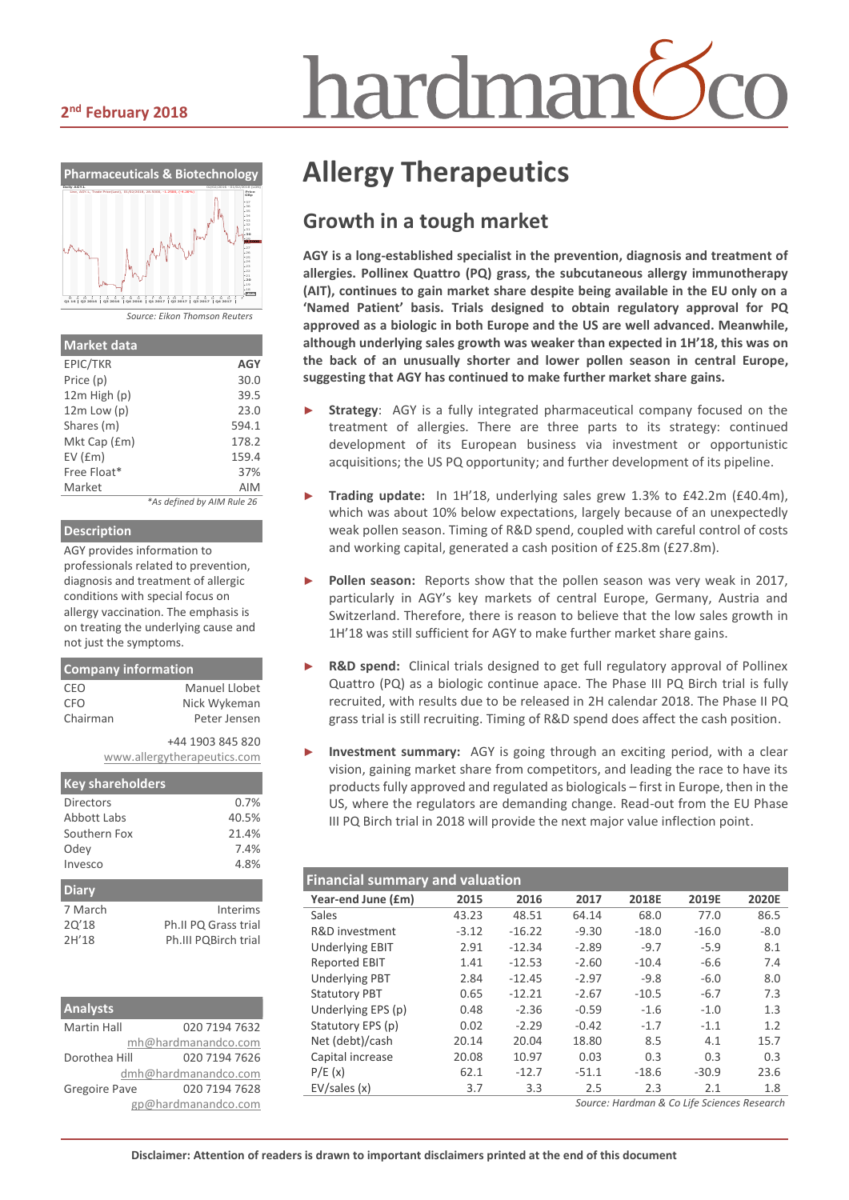2nd February 2018

# Allergy Therapeutics

## Growth in a tough market

**AGY is a long-established specialist in the prevention, diagnosis and treatment of allergies. Pollinex Quattro (PQ) grass, the subcutaneous allergy immunotherapy (AIT), continues to gain market share despite being available in the EU only on a 'Named Patient' basis. Trials designed to obtain regulatory approval for PQ approved as a biologic in both Europe and the US are well advanced. Meanwhile, although underlying sales growth was weaker than expected in 1H'18, this was on the back of an unusually shorter and lower pollen season in central Europe, suggesting that AGY has continued to make further market share gains.**

- **Strategy**: AGY is a fully integrated pharmaceutical company focused on the treatment of allergies. There are three parts to its strategy: continued development of its European business via investment or opportunistic acquisitions; the US PQ opportunity; and further development of its pipeline.
- **Trading update:** In 1H'18, underlying sales grew 1.3% to £42.2m (£40.4m), which was about 10% below expectations, largely because of an unexpectedly weak pollen season. Timing of R&D spend, coupled with careful control of costs and working capital, generated a cash position of £25.8m (£27.8m).
- **Pollen season:** Reports show that the pollen season was very weak in 2017, particularly in AGY's key markets of central Europe, Germany, Austria and Switzerland. Therefore, there is reason to believe that the low sales growth in 1H'18 was still sufficient for AGY to make further market share gains.
- **R&D spend:** Clinical trials designed to get full regulatory approval of Pollinex Quattro (PQ) as a biologic continue apace. The Phase III PQ Birch trial is fully recruited, with results due to be released in 2H calendar 2018. The Phase II PQ grass trial is still recruiting. Timing of R&D spend does affect the cash position.
- **Investment summary:** AGY is going through an exciting period, with a clear vision, gaining market share from competitors, and leading the race to have its products fully approved and regulated as biologicals – first in Europe, then in the US, where the regulators are demanding change. Read-out from the EU Phase III PQ Birch trial in 2018 will provide the next major value inflection point.

**Financial summary and valuation**

| Year-end June (£m) | 2015 | 2016 | 2017 | 2018E | 2019E | 2020E |
|---|---|---|---|---|---|---|
| Sales | 43.23 | 48.51 | 64.14 | 68.0 | 77.0 | 86.5 |
| R&D investment | -3.12 | -16.22 | -9.30 | -18.0 | -16.0 | -8.0 |
| Underlying EBIT | 2.91 | -12.34 | -2.89 | -9.7 | -5.9 | 8.1 |
| Reported EBIT | 1.41 | -12.53 | -2.60 | -10.4 | -6.6 | 7.4 |
| Underlying PBT | 2.84 | -12.45 | -2.97 | -9.8 | -6.0 | 8.0 |
| Statutory PBT | 0.65 | -12.21 | -2.67 | -10.5 | -6.7 | 7.3 |
| Underlying EPS (p) | 0.48 | -2.36 | -0.59 | -1.6 | -1.0 | 1.3 |
| Statutory EPS (p) | 0.02 | -2.29 | -0.42 | -1.7 | -1.1 | 1.2 |
| Net (debt)/cash | 20.14 | 20.04 | 18.80 | 8.5 | 4.1 | 15.7 |
| Capital increase | 20.08 | 10.97 | 0.03 | 0.3 | 0.3 | 0.3 |
| P/E (x) | 62.1 | -12.7 | -51.1 | -18.6 | -30.9 | 23.6 |
| EV/sales (x) | 3.7 | 3.3 | 2.5 | 2.3 | 2.1 | 1.8 |

*Source: Hardman & Co Life Sciences Research*

**Pharmaceuticals & Biotechnology**

*Source: Eikon Thomson Reuters*

**Market data**

| EPIC/TKR | AGY |
|---|---|
| Price (p) | 30.0 |
| 12m High (p) | 39.5 |
| 12m Low (p) | 23.0 |
| Shares (m) | 594.1 |
| Mkt Cap (£m) | 178.2 |
| EV (£m) | 159.4 |
| Free Float* | 37% |
| Market | AIM |

*\*As defined by AIM Rule 26*

**Description**

AGY provides information to professionals related to prevention, diagnosis and treatment of allergic conditions with special focus on allergy vaccination. The emphasis is on treating the underlying cause and not just the symptoms.

**Company information**

| CEO | Manuel Llobet |
|---|---|
| CFO | Nick Wykeman |
| Chairman | Peter Jensen |

+44 1903 845 820
www.allergytherapeutics.com

**Key shareholders**

| Directors | 0.7% |
|---|---|
| Abbott Labs | 40.5% |
| Southern Fox | 21.4% |
| Odey | 7.4% |
| Invesco | 4.8% |

**Diary**

| 7 March | Interims |
|---|---|
| 2Q'18 | Ph.II PQ Grass trial |
| 2H'18 | Ph.III PQBirch trial |

**Analysts**

| Martin Hall | 020 7194 7632 |
|---|---|
| | mh@hardmanandco.com |
| Dorothea Hill | 020 7194 7626 |
| | dmh@hardmanandco.com |
| Gregoire Pave | 020 7194 7628 |
| | gp@hardmanandco.com |

**Disclaimer: Attention of readers is drawn to important disclaimers printed at the end of this document**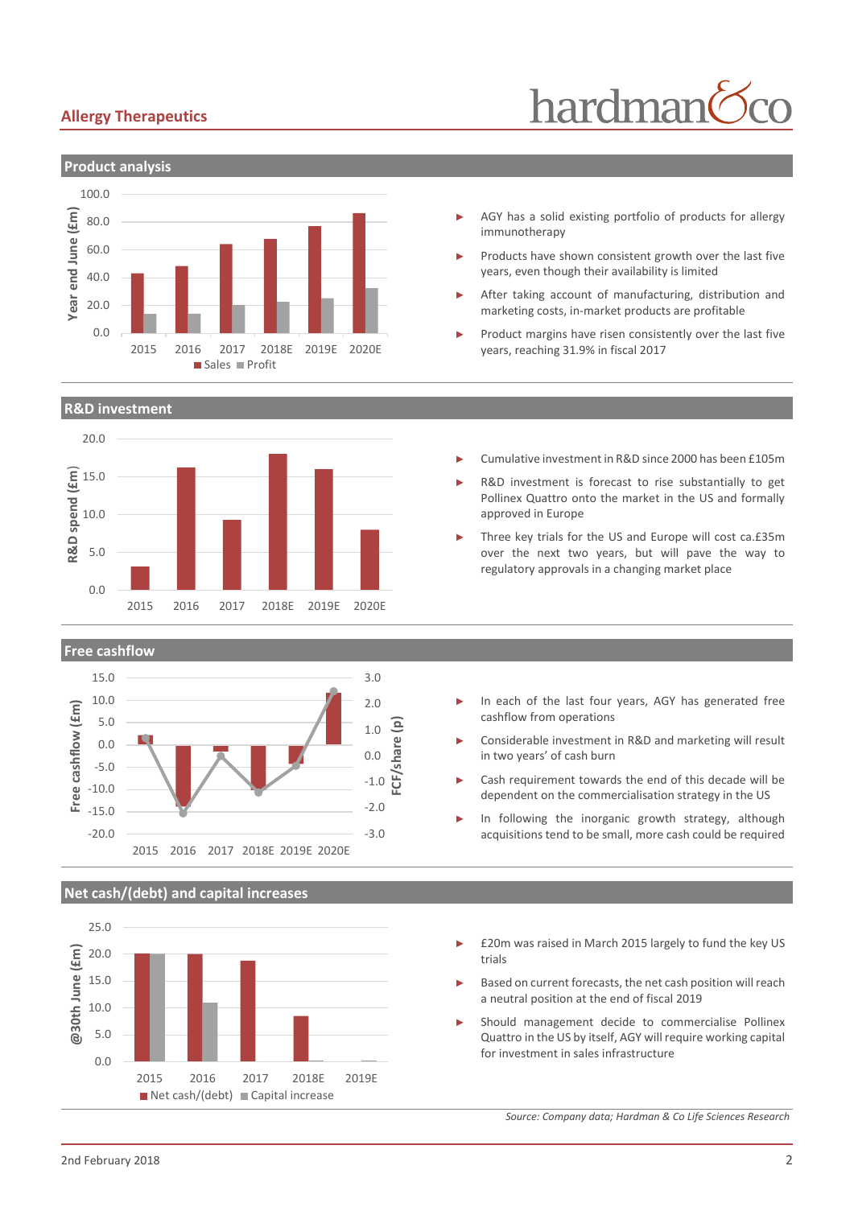## Product analysis

- AGY has a solid existing portfolio of products for allergy immunotherapy
- Products have shown consistent growth over the last five years, even though their availability is limited
- After taking account of manufacturing, distribution and marketing costs, in-market products are profitable
- Product margins have risen consistently over the last five years, reaching 31.9% in fiscal 2017

## R&D investment

- Cumulative investment in R&D since 2000 has been £105m
- R&D investment is forecast to rise substantially to get Pollinex Quattro onto the market in the US and formally approved in Europe
- Three key trials for the US and Europe will cost ca.£35m over the next two years, but will pave the way to regulatory approvals in a changing market place

## Free cashflow

- In each of the last four years, AGY has generated free cashflow from operations
- Considerable investment in R&D and marketing will result in two years' of cash burn
- Cash requirement towards the end of this decade will be dependent on the commercialisation strategy in the US
- In following the inorganic growth strategy, although acquisitions tend to be small, more cash could be required

## Net cash/(debt) and capital increases

- £20m was raised in March 2015 largely to fund the key US trials
- Based on current forecasts, the net cash position will reach a neutral position at the end of fiscal 2019
- Should management decide to commercialise Pollinex Quattro in the US by itself, AGY will require working capital for investment in sales infrastructure

*Source: Company data; Hardman & Co Life Sciences Research*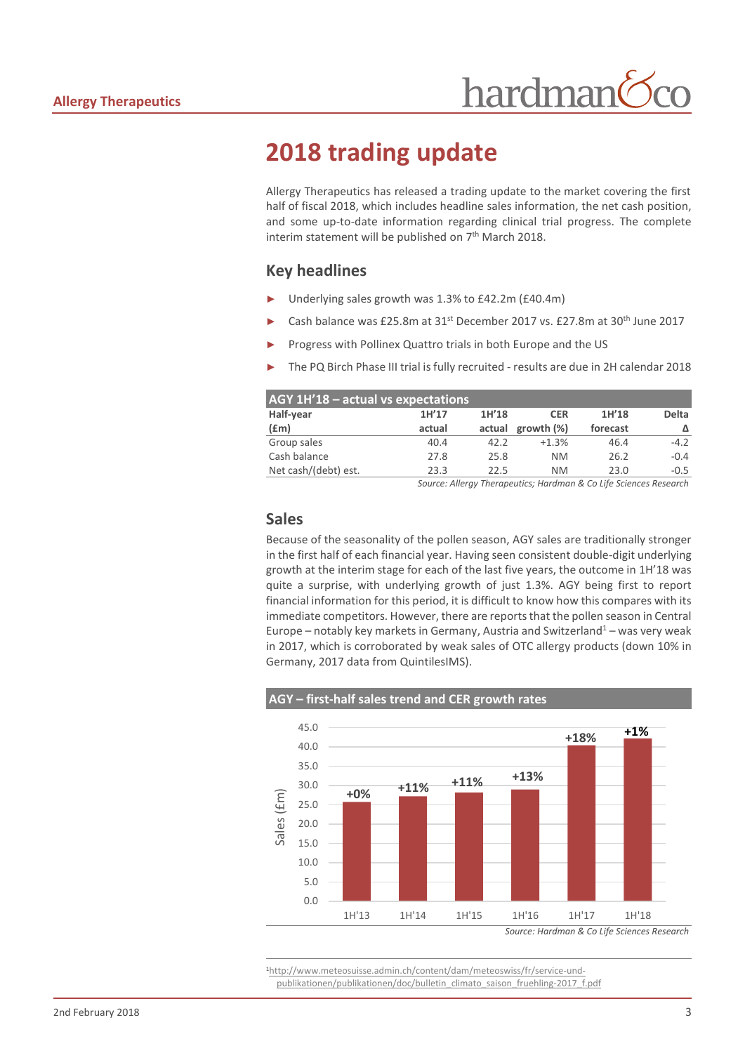# 2018 trading update

Allergy Therapeutics has released a trading update to the market covering the first half of fiscal 2018, which includes headline sales information, the net cash position, and some up-to-date information regarding clinical trial progress. The complete interim statement will be published on 7th March 2018.

## Key headlines

- Underlying sales growth was 1.3% to £42.2m (£40.4m)
- Cash balance was £25.8m at 31st December 2017 vs. £27.8m at 30th June 2017
- Progress with Pollinex Quattro trials in both Europe and the US
- The PQ Birch Phase III trial is fully recruited - results are due in 2H calendar 2018

**AGY 1H'18 – actual vs expectations**

| Half-year (£m) | 1H'17 actual | 1H'18 actual | CER growth (%) | 1H'18 forecast | Delta Δ |
|---|---|---|---|---|---|
| Group sales | 40.4 | 42.2 | +1.3% | 46.4 | -4.2 |
| Cash balance | 27.8 | 25.8 | NM | 26.2 | -0.4 |
| Net cash/(debt) est. | 23.3 | 22.5 | NM | 23.0 | -0.5 |

*Source: Allergy Therapeutics; Hardman & Co Life Sciences Research*

## Sales

Because of the seasonality of the pollen season, AGY sales are traditionally stronger in the first half of each financial year. Having seen consistent double-digit underlying growth at the interim stage for each of the last five years, the outcome in 1H'18 was quite a surprise, with underlying growth of just 1.3%. AGY being first to report financial information for this period, it is difficult to know how this compares with its immediate competitors. However, there are reports that the pollen season in Central Europe – notably key markets in Germany, Austria and Switzerland[1] – was very weak in 2017, which is corroborated by weak sales of OTC allergy products (down 10% in Germany, 2017 data from QuintilesIMS).

**AGY – first-half sales trend and CER growth rates**

| Period | Sales (£m, approx.) | CER growth |
|---|---|---|
| 1H'13 | ~25.8 | +0% |
| 1H'14 | ~27.2 | +11% |
| 1H'15 | ~28.1 | +11% |
| 1H'16 | ~28.8 | +13% |
| 1H'17 | 40.4 | +18% |
| 1H'18 | 42.2 | +1% |

*Source: Hardman & Co Life Sciences Research*

[1] http://www.meteosuisse.admin.ch/content/dam/meteoswiss/fr/service-und-publikationen/publikationen/doc/bulletin_climato_saison_fruehling-2017_f.pdf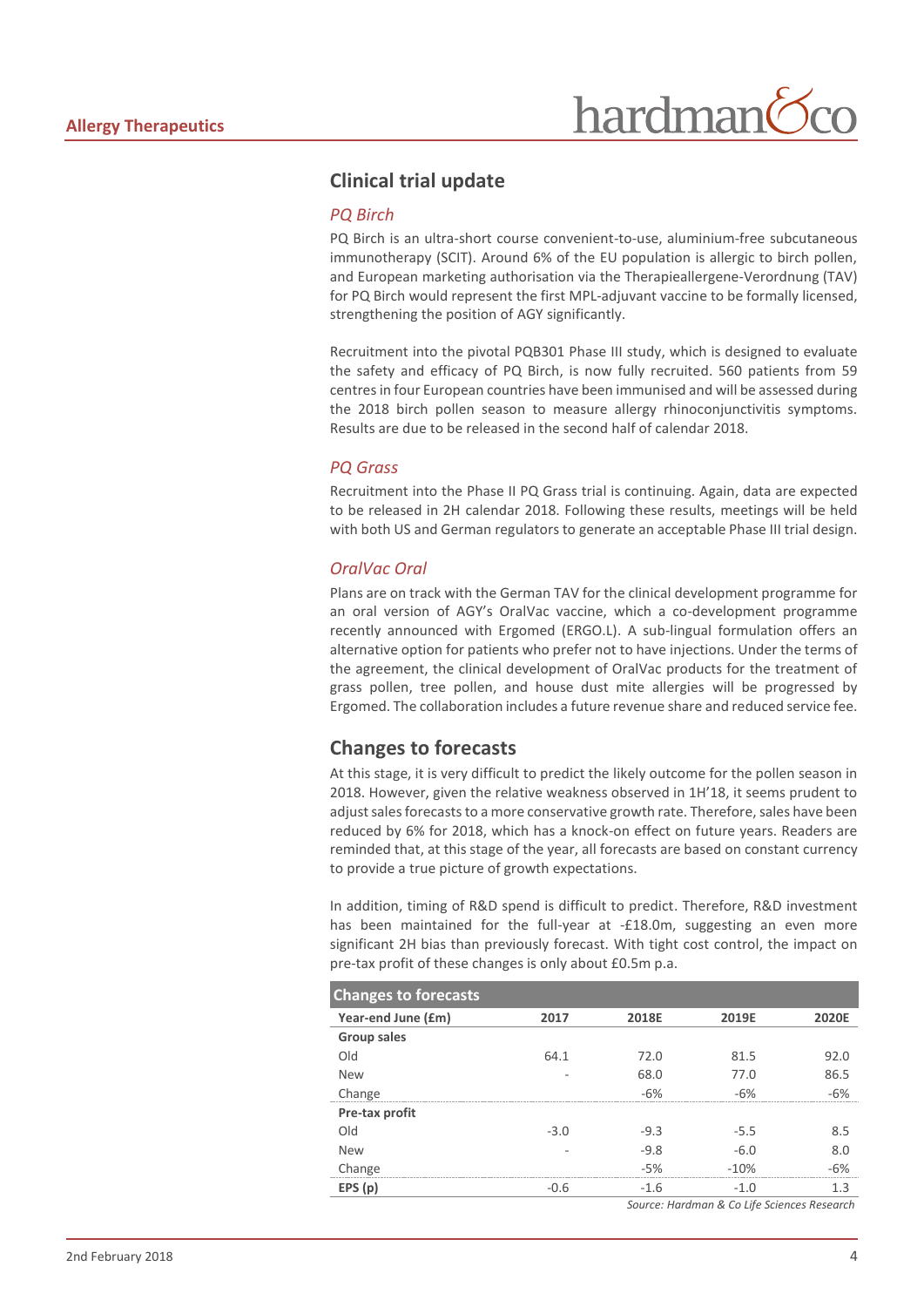## Clinical trial update

### *PQ Birch*

PQ Birch is an ultra-short course convenient-to-use, aluminium-free subcutaneous immunotherapy (SCIT). Around 6% of the EU population is allergic to birch pollen, and European marketing authorisation via the Therapieallergene-Verordnung (TAV) for PQ Birch would represent the first MPL-adjuvant vaccine to be formally licensed, strengthening the position of AGY significantly.

Recruitment into the pivotal PQB301 Phase III study, which is designed to evaluate the safety and efficacy of PQ Birch, is now fully recruited. 560 patients from 59 centres in four European countries have been immunised and will be assessed during the 2018 birch pollen season to measure allergy rhinoconjunctivitis symptoms. Results are due to be released in the second half of calendar 2018.

### *PQ Grass*

Recruitment into the Phase II PQ Grass trial is continuing. Again, data are expected to be released in 2H calendar 2018. Following these results, meetings will be held with both US and German regulators to generate an acceptable Phase III trial design.

### *OralVac Oral*

Plans are on track with the German TAV for the clinical development programme for an oral version of AGY's OralVac vaccine, which a co-development programme recently announced with Ergomed (ERGO.L). A sub-lingual formulation offers an alternative option for patients who prefer not to have injections. Under the terms of the agreement, the clinical development of OralVac products for the treatment of grass pollen, tree pollen, and house dust mite allergies will be progressed by Ergomed. The collaboration includes a future revenue share and reduced service fee.

## Changes to forecasts

At this stage, it is very difficult to predict the likely outcome for the pollen season in 2018. However, given the relative weakness observed in 1H'18, it seems prudent to adjust sales forecasts to a more conservative growth rate. Therefore, sales have been reduced by 6% for 2018, which has a knock-on effect on future years. Readers are reminded that, at this stage of the year, all forecasts are based on constant currency to provide a true picture of growth expectations.

In addition, timing of R&D spend is difficult to predict. Therefore, R&D investment has been maintained for the full-year at -£18.0m, suggesting an even more significant 2H bias than previously forecast. With tight cost control, the impact on pre-tax profit of these changes is only about £0.5m p.a.

**Changes to forecasts**

| Year-end June (£m) | 2017 | 2018E | 2019E | 2020E |
|---|---|---|---|---|
| **Group sales** | | | | |
| Old | 64.1 | 72.0 | 81.5 | 92.0 |
| New | - | 68.0 | 77.0 | 86.5 |
| Change | | -6% | -6% | -6% |
| **Pre-tax profit** | | | | |
| Old | -3.0 | -9.3 | -5.5 | 8.5 |
| New | - | -9.8 | -6.0 | 8.0 |
| Change | | -5% | -10% | -6% |
| **EPS (p)** | -0.6 | -1.6 | -1.0 | 1.3 |

*Source: Hardman & Co Life Sciences Research*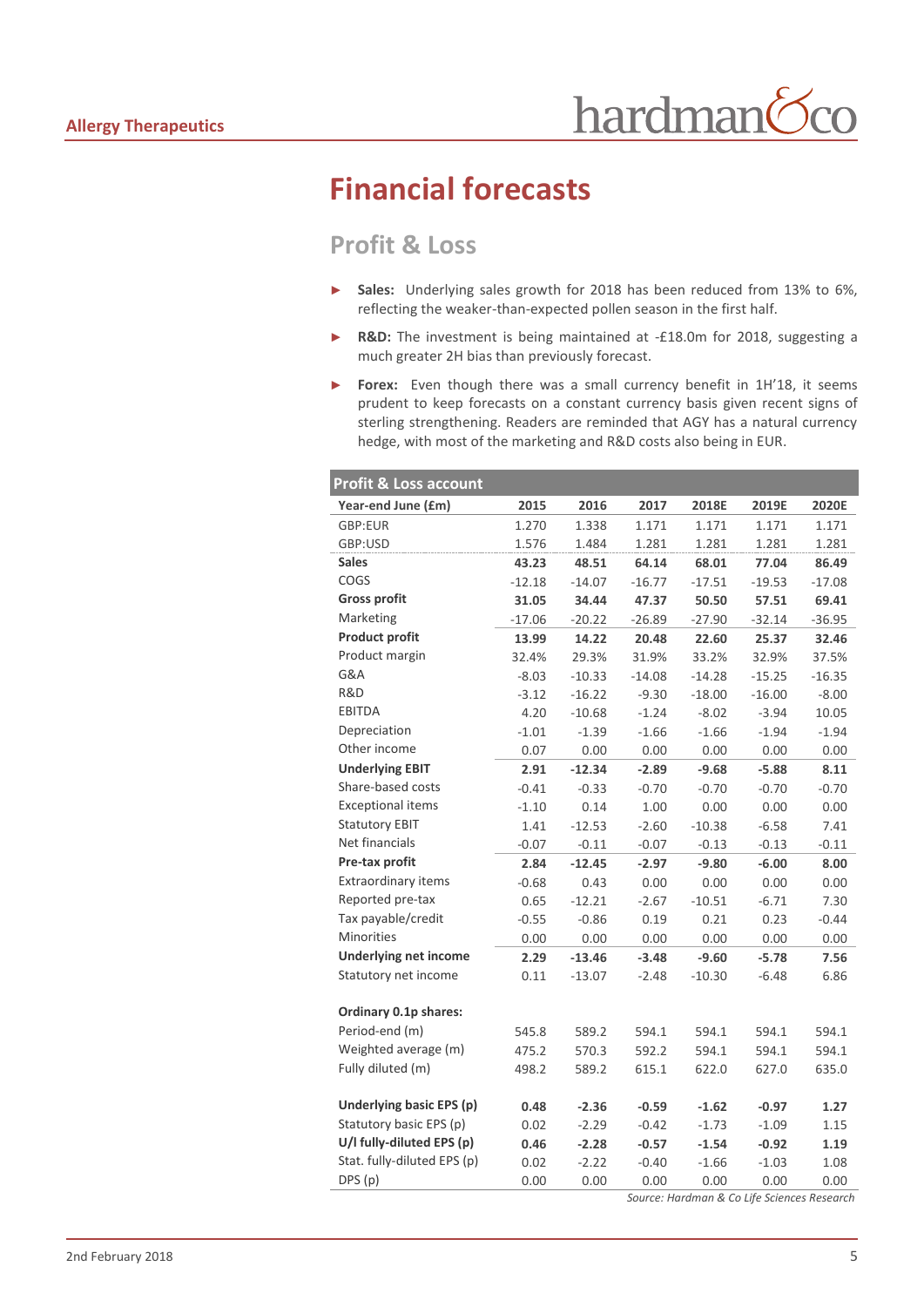# Financial forecasts

## Profit & Loss

- **Sales:** Underlying sales growth for 2018 has been reduced from 13% to 6%, reflecting the weaker-than-expected pollen season in the first half.
- **R&D:** The investment is being maintained at -£18.0m for 2018, suggesting a much greater 2H bias than previously forecast.
- **Forex:** Even though there was a small currency benefit in 1H'18, it seems prudent to keep forecasts on a constant currency basis given recent signs of sterling strengthening. Readers are reminded that AGY has a natural currency hedge, with most of the marketing and R&D costs also being in EUR.

| Profit & Loss account | | | | | | |
|---|---|---|---|---|---|---|
| **Year-end June (£m)** | **2015** | **2016** | **2017** | **2018E** | **2019E** | **2020E** |
| GBP:EUR | 1.270 | 1.338 | 1.171 | 1.171 | 1.171 | 1.171 |
| GBP:USD | 1.576 | 1.484 | 1.281 | 1.281 | 1.281 | 1.281 |
| **Sales** | **43.23** | **48.51** | **64.14** | **68.01** | **77.04** | **86.49** |
| COGS | -12.18 | -14.07 | -16.77 | -17.51 | -19.53 | -17.08 |
| **Gross profit** | **31.05** | **34.44** | **47.37** | **50.50** | **57.51** | **69.41** |
| Marketing | -17.06 | -20.22 | -26.89 | -27.90 | -32.14 | -36.95 |
| **Product profit** | **13.99** | **14.22** | **20.48** | **22.60** | **25.37** | **32.46** |
| Product margin | 32.4% | 29.3% | 31.9% | 33.2% | 32.9% | 37.5% |
| G&A | -8.03 | -10.33 | -14.08 | -14.28 | -15.25 | -16.35 |
| R&D | -3.12 | -16.22 | -9.30 | -18.00 | -16.00 | -8.00 |
| EBITDA | 4.20 | -10.68 | -1.24 | -8.02 | -3.94 | 10.05 |
| Depreciation | -1.01 | -1.39 | -1.66 | -1.66 | -1.94 | -1.94 |
| Other income | 0.07 | 0.00 | 0.00 | 0.00 | 0.00 | 0.00 |
| **Underlying EBIT** | **2.91** | **-12.34** | **-2.89** | **-9.68** | **-5.88** | **8.11** |
| Share-based costs | -0.41 | -0.33 | -0.70 | -0.70 | -0.70 | -0.70 |
| Exceptional items | -1.10 | 0.14 | 1.00 | 0.00 | 0.00 | 0.00 |
| Statutory EBIT | 1.41 | -12.53 | -2.60 | -10.38 | -6.58 | 7.41 |
| Net financials | -0.07 | -0.11 | -0.07 | -0.13 | -0.13 | -0.11 |
| **Pre-tax profit** | **2.84** | **-12.45** | **-2.97** | **-9.80** | **-6.00** | **8.00** |
| Extraordinary items | -0.68 | 0.43 | 0.00 | 0.00 | 0.00 | 0.00 |
| Reported pre-tax | 0.65 | -12.21 | -2.67 | -10.51 | -6.71 | 7.30 |
| Tax payable/credit | -0.55 | -0.86 | 0.19 | 0.21 | 0.23 | -0.44 |
| Minorities | 0.00 | 0.00 | 0.00 | 0.00 | 0.00 | 0.00 |
| **Underlying net income** | **2.29** | **-13.46** | **-3.48** | **-9.60** | **-5.78** | **7.56** |
| Statutory net income | 0.11 | -13.07 | -2.48 | -10.30 | -6.48 | 6.86 |
| | | | | | | |
| **Ordinary 0.1p shares:** | | | | | | |
| Period-end (m) | 545.8 | 589.2 | 594.1 | 594.1 | 594.1 | 594.1 |
| Weighted average (m) | 475.2 | 570.3 | 592.2 | 594.1 | 594.1 | 594.1 |
| Fully diluted (m) | 498.2 | 589.2 | 615.1 | 622.0 | 627.0 | 635.0 |
| | | | | | | |
| **Underlying basic EPS (p)** | **0.48** | **-2.36** | **-0.59** | **-1.62** | **-0.97** | **1.27** |
| Statutory basic EPS (p) | 0.02 | -2.29 | -0.42 | -1.73 | -1.09 | 1.15 |
| **U/l fully-diluted EPS (p)** | **0.46** | **-2.28** | **-0.57** | **-1.54** | **-0.92** | **1.19** |
| Stat. fully-diluted EPS (p) | 0.02 | -2.22 | -0.40 | -1.66 | -1.03 | 1.08 |
| DPS (p) | 0.00 | 0.00 | 0.00 | 0.00 | 0.00 | 0.00 |

*Source: Hardman & Co Life Sciences Research*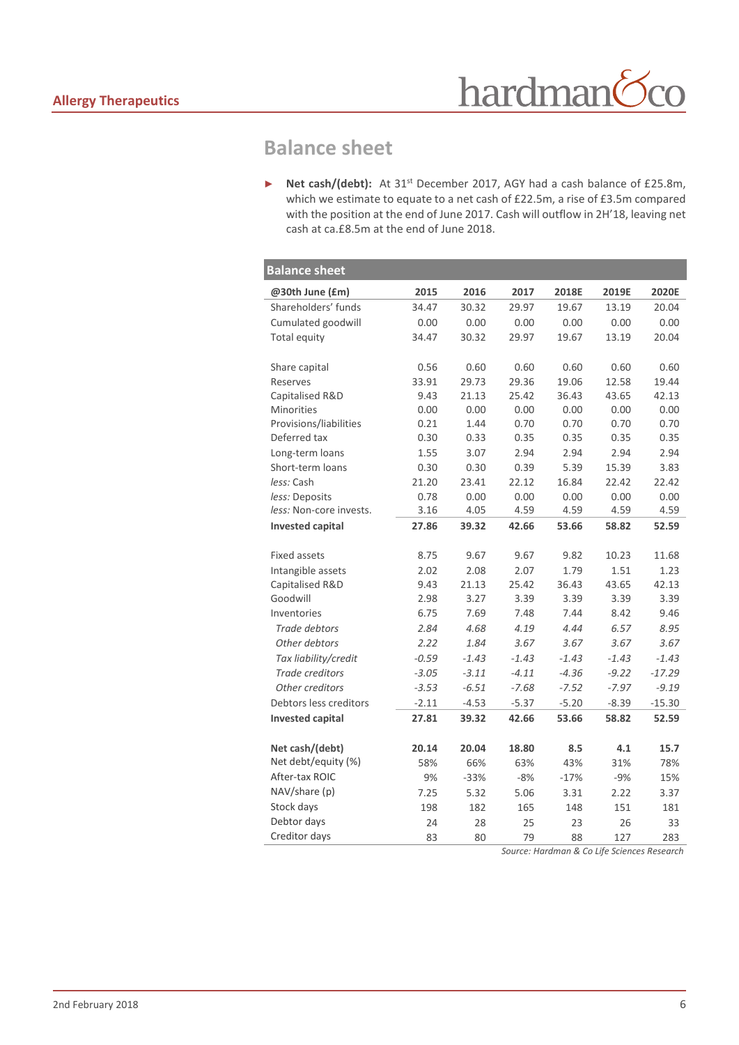## Balance sheet

- **Net cash/(debt):** At 31st December 2017, AGY had a cash balance of £25.8m, which we estimate to equate to a net cash of £22.5m, a rise of £3.5m compared with the position at the end of June 2017. Cash will outflow in 2H'18, leaving net cash at ca.£8.5m at the end of June 2018.

**Balance sheet**

| @30th June (£m) | 2015 | 2016 | 2017 | 2018E | 2019E | 2020E |
|---|---|---|---|---|---|---|
| Shareholders' funds | 34.47 | 30.32 | 29.97 | 19.67 | 13.19 | 20.04 |
| Cumulated goodwill | 0.00 | 0.00 | 0.00 | 0.00 | 0.00 | 0.00 |
| Total equity | 34.47 | 30.32 | 29.97 | 19.67 | 13.19 | 20.04 |
| | | | | | | |
| Share capital | 0.56 | 0.60 | 0.60 | 0.60 | 0.60 | 0.60 |
| Reserves | 33.91 | 29.73 | 29.36 | 19.06 | 12.58 | 19.44 |
| Capitalised R&D | 9.43 | 21.13 | 25.42 | 36.43 | 43.65 | 42.13 |
| Minorities | 0.00 | 0.00 | 0.00 | 0.00 | 0.00 | 0.00 |
| Provisions/liabilities | 0.21 | 1.44 | 0.70 | 0.70 | 0.70 | 0.70 |
| Deferred tax | 0.30 | 0.33 | 0.35 | 0.35 | 0.35 | 0.35 |
| Long-term loans | 1.55 | 3.07 | 2.94 | 2.94 | 2.94 | 2.94 |
| Short-term loans | 0.30 | 0.30 | 0.39 | 5.39 | 15.39 | 3.83 |
| *less:* Cash | 21.20 | 23.41 | 22.12 | 16.84 | 22.42 | 22.42 |
| *less:* Deposits | 0.78 | 0.00 | 0.00 | 0.00 | 0.00 | 0.00 |
| *less:* Non-core invests. | 3.16 | 4.05 | 4.59 | 4.59 | 4.59 | 4.59 |
| **Invested capital** | **27.86** | **39.32** | **42.66** | **53.66** | **58.82** | **52.59** |
| | | | | | | |
| Fixed assets | 8.75 | 9.67 | 9.67 | 9.82 | 10.23 | 11.68 |
| Intangible assets | 2.02 | 2.08 | 2.07 | 1.79 | 1.51 | 1.23 |
| Capitalised R&D | 9.43 | 21.13 | 25.42 | 36.43 | 43.65 | 42.13 |
| Goodwill | 2.98 | 3.27 | 3.39 | 3.39 | 3.39 | 3.39 |
| Inventories | 6.75 | 7.69 | 7.48 | 7.44 | 8.42 | 9.46 |
| *Trade debtors* | *2.84* | *4.68* | *4.19* | *4.44* | *6.57* | *8.95* |
| *Other debtors* | *2.22* | *1.84* | *3.67* | *3.67* | *3.67* | *3.67* |
| *Tax liability/credit* | *-0.59* | *-1.43* | *-1.43* | *-1.43* | *-1.43* | *-1.43* |
| *Trade creditors* | *-3.05* | *-3.11* | *-4.11* | *-4.36* | *-9.22* | *-17.29* |
| *Other creditors* | *-3.53* | *-6.51* | *-7.68* | *-7.52* | *-7.97* | *-9.19* |
| Debtors less creditors | -2.11 | -4.53 | -5.37 | -5.20 | -8.39 | -15.30 |
| **Invested capital** | **27.81** | **39.32** | **42.66** | **53.66** | **58.82** | **52.59** |
| | | | | | | |
| **Net cash/(debt)** | **20.14** | **20.04** | **18.80** | **8.5** | **4.1** | **15.7** |
| Net debt/equity (%) | 58% | 66% | 63% | 43% | 31% | 78% |
| After-tax ROIC | 9% | -33% | -8% | -17% | -9% | 15% |
| NAV/share (p) | 7.25 | 5.32 | 5.06 | 3.31 | 2.22 | 3.37 |
| Stock days | 198 | 182 | 165 | 148 | 151 | 181 |
| Debtor days | 24 | 28 | 25 | 23 | 26 | 33 |
| Creditor days | 83 | 80 | 79 | 88 | 127 | 283 |

*Source: Hardman & Co Life Sciences Research*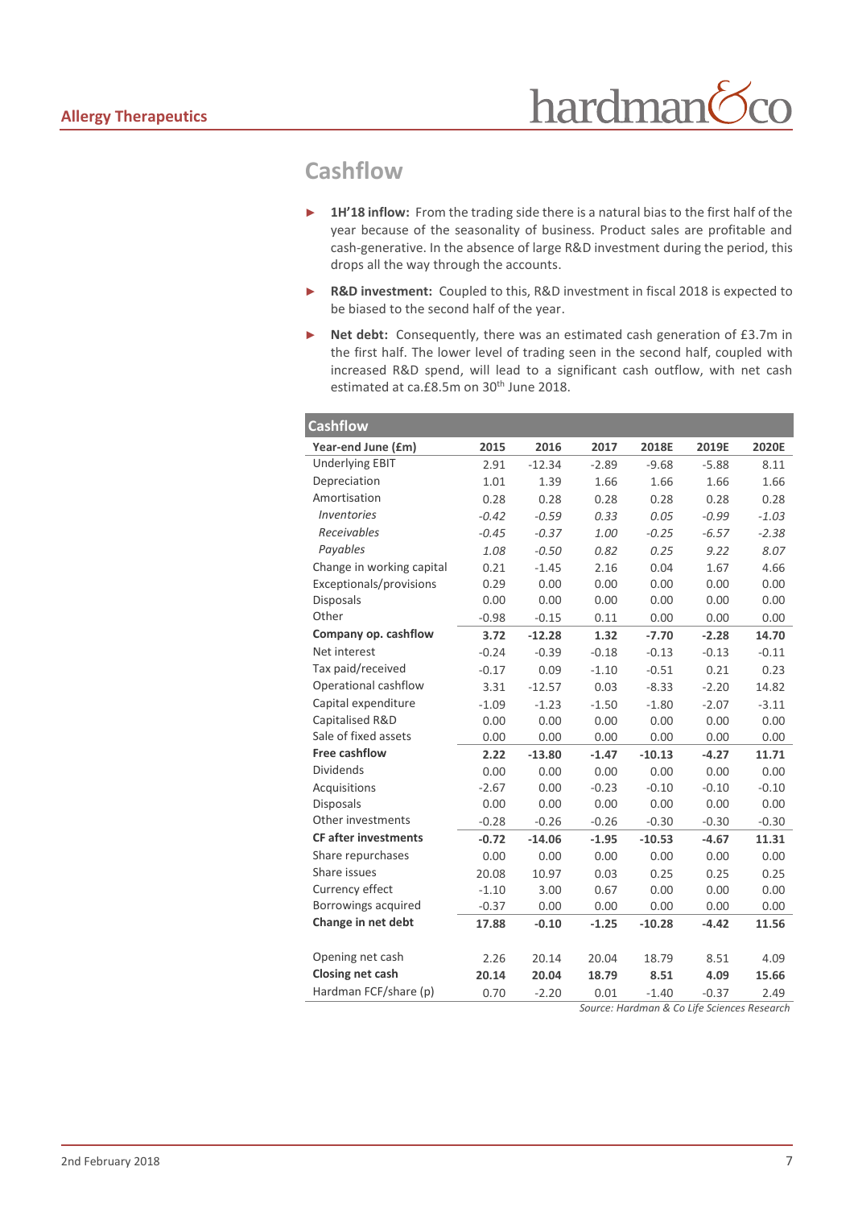## Cashflow

- **1H'18 inflow:** From the trading side there is a natural bias to the first half of the year because of the seasonality of business. Product sales are profitable and cash-generative. In the absence of large R&D investment during the period, this drops all the way through the accounts.
- **R&D investment:** Coupled to this, R&D investment in fiscal 2018 is expected to be biased to the second half of the year.
- **Net debt:** Consequently, there was an estimated cash generation of £3.7m in the first half. The lower level of trading seen in the second half, coupled with increased R&D spend, will lead to a significant cash outflow, with net cash estimated at ca.£8.5m on 30th June 2018.

**Cashflow**

| Year-end June (£m) | 2015 | 2016 | 2017 | 2018E | 2019E | 2020E |
|---|---|---|---|---|---|---|
| Underlying EBIT | 2.91 | -12.34 | -2.89 | -9.68 | -5.88 | 8.11 |
| Depreciation | 1.01 | 1.39 | 1.66 | 1.66 | 1.66 | 1.66 |
| Amortisation | 0.28 | 0.28 | 0.28 | 0.28 | 0.28 | 0.28 |
| *Inventories* | *-0.42* | *-0.59* | *0.33* | *0.05* | *-0.99* | *-1.03* |
| *Receivables* | *-0.45* | *-0.37* | *1.00* | *-0.25* | *-6.57* | *-2.38* |
| *Payables* | *1.08* | *-0.50* | *0.82* | *0.25* | *9.22* | *8.07* |
| Change in working capital | 0.21 | -1.45 | 2.16 | 0.04 | 1.67 | 4.66 |
| Exceptionals/provisions | 0.29 | 0.00 | 0.00 | 0.00 | 0.00 | 0.00 |
| Disposals | 0.00 | 0.00 | 0.00 | 0.00 | 0.00 | 0.00 |
| Other | -0.98 | -0.15 | 0.11 | 0.00 | 0.00 | 0.00 |
| **Company op. cashflow** | **3.72** | **-12.28** | **1.32** | **-7.70** | **-2.28** | **14.70** |
| Net interest | -0.24 | -0.39 | -0.18 | -0.13 | -0.13 | -0.11 |
| Tax paid/received | -0.17 | 0.09 | -1.10 | -0.51 | 0.21 | 0.23 |
| Operational cashflow | 3.31 | -12.57 | 0.03 | -8.33 | -2.20 | 14.82 |
| Capital expenditure | -1.09 | -1.23 | -1.50 | -1.80 | -2.07 | -3.11 |
| Capitalised R&D | 0.00 | 0.00 | 0.00 | 0.00 | 0.00 | 0.00 |
| Sale of fixed assets | 0.00 | 0.00 | 0.00 | 0.00 | 0.00 | 0.00 |
| **Free cashflow** | **2.22** | **-13.80** | **-1.47** | **-10.13** | **-4.27** | **11.71** |
| Dividends | 0.00 | 0.00 | 0.00 | 0.00 | 0.00 | 0.00 |
| Acquisitions | -2.67 | 0.00 | -0.23 | -0.10 | -0.10 | -0.10 |
| Disposals | 0.00 | 0.00 | 0.00 | 0.00 | 0.00 | 0.00 |
| Other investments | -0.28 | -0.26 | -0.26 | -0.30 | -0.30 | -0.30 |
| **CF after investments** | **-0.72** | **-14.06** | **-1.95** | **-10.53** | **-4.67** | **11.31** |
| Share repurchases | 0.00 | 0.00 | 0.00 | 0.00 | 0.00 | 0.00 |
| Share issues | 20.08 | 10.97 | 0.03 | 0.25 | 0.25 | 0.25 |
| Currency effect | -1.10 | 3.00 | 0.67 | 0.00 | 0.00 | 0.00 |
| Borrowings acquired | -0.37 | 0.00 | 0.00 | 0.00 | 0.00 | 0.00 |
| **Change in net debt** | **17.88** | **-0.10** | **-1.25** | **-10.28** | **-4.42** | **11.56** |
| | | | | | | |
| Opening net cash | 2.26 | 20.14 | 20.04 | 18.79 | 8.51 | 4.09 |
| **Closing net cash** | **20.14** | **20.04** | **18.79** | **8.51** | **4.09** | **15.66** |
| Hardman FCF/share (p) | 0.70 | -2.20 | 0.01 | -1.40 | -0.37 | 2.49 |

*Source: Hardman & Co Life Sciences Research*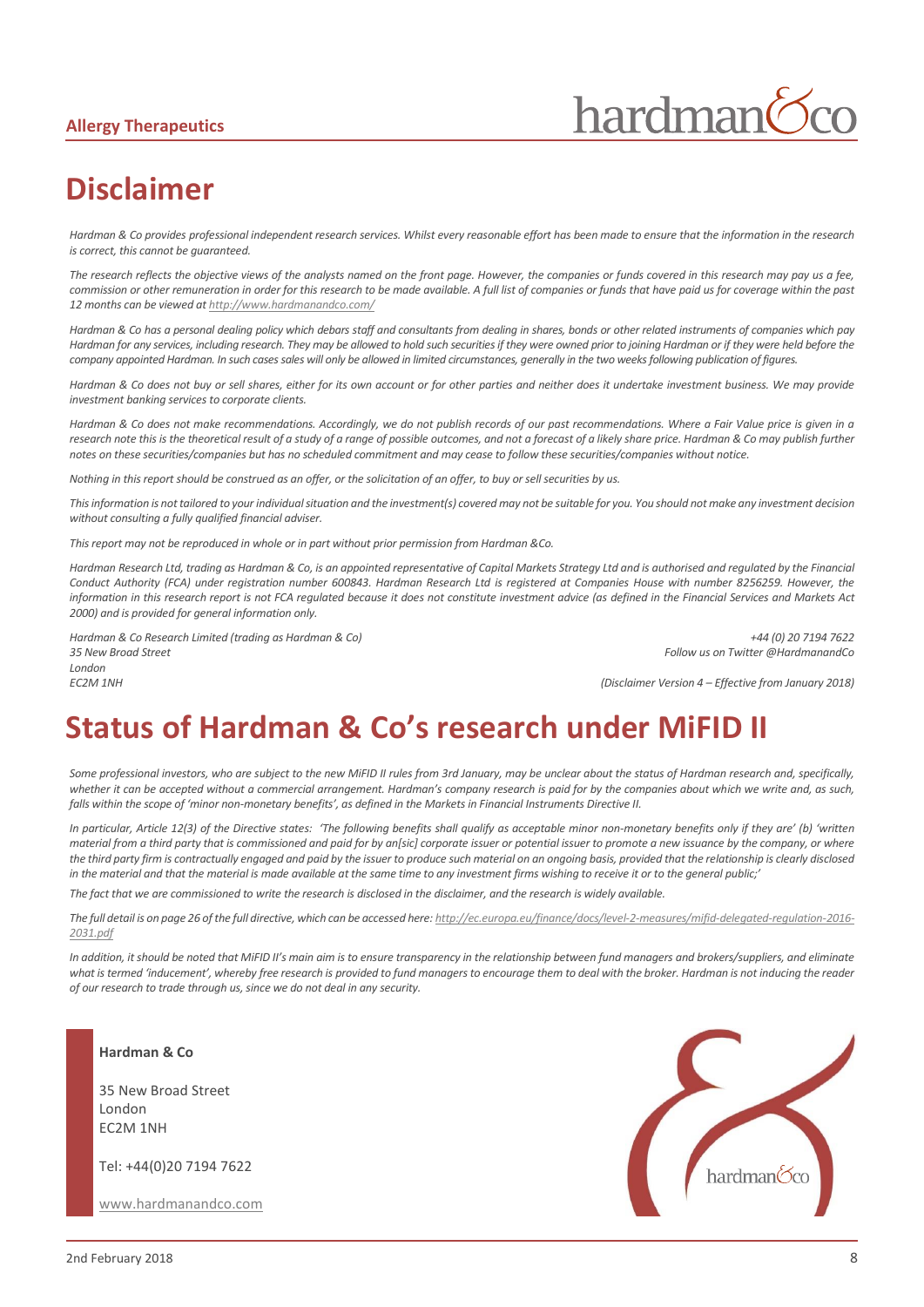# Disclaimer

*Hardman & Co provides professional independent research services. Whilst every reasonable effort has been made to ensure that the information in the research is correct, this cannot be guaranteed.*

*The research reflects the objective views of the analysts named on the front page. However, the companies or funds covered in this research may pay us a fee, commission or other remuneration in order for this research to be made available. A full list of companies or funds that have paid us for coverage within the past 12 months can be viewed at http://www.hardmanandco.com/*

*Hardman & Co has a personal dealing policy which debars staff and consultants from dealing in shares, bonds or other related instruments of companies which pay Hardman for any services, including research. They may be allowed to hold such securities if they were owned prior to joining Hardman or if they were held before the company appointed Hardman. In such cases sales will only be allowed in limited circumstances, generally in the two weeks following publication of figures.*

*Hardman & Co does not buy or sell shares, either for its own account or for other parties and neither does it undertake investment business. We may provide investment banking services to corporate clients.*

*Hardman & Co does not make recommendations. Accordingly, we do not publish records of our past recommendations. Where a Fair Value price is given in a research note this is the theoretical result of a study of a range of possible outcomes, and not a forecast of a likely share price. Hardman & Co may publish further notes on these securities/companies but has no scheduled commitment and may cease to follow these securities/companies without notice.*

*Nothing in this report should be construed as an offer, or the solicitation of an offer, to buy or sell securities by us.*

*This information is not tailored to your individual situation and the investment(s) covered may not be suitable for you. You should not make any investment decision without consulting a fully qualified financial adviser.*

*This report may not be reproduced in whole or in part without prior permission from Hardman &Co.*

*Hardman Research Ltd, trading as Hardman & Co, is an appointed representative of Capital Markets Strategy Ltd and is authorised and regulated by the Financial Conduct Authority (FCA) under registration number 600843. Hardman Research Ltd is registered at Companies House with number 8256259. However, the information in this research report is not FCA regulated because it does not constitute investment advice (as defined in the Financial Services and Markets Act 2000) and is provided for general information only.*

*Hardman & Co Research Limited (trading as Hardman & Co)*
*35 New Broad Street*
*London*
*EC2M 1NH*

*+44 (0) 20 7194 7622*
*Follow us on Twitter @HardmanandCo*

*(Disclaimer Version 4 – Effective from January 2018)*

# Status of Hardman & Co's research under MiFID II

*Some professional investors, who are subject to the new MiFID II rules from 3rd January, may be unclear about the status of Hardman research and, specifically, whether it can be accepted without a commercial arrangement. Hardman's company research is paid for by the companies about which we write and, as such, falls within the scope of 'minor non-monetary benefits', as defined in the Markets in Financial Instruments Directive II.*

*In particular, Article 12(3) of the Directive states: 'The following benefits shall qualify as acceptable minor non-monetary benefits only if they are' (b) 'written material from a third party that is commissioned and paid for by an[sic] corporate issuer or potential issuer to promote a new issuance by the company, or where the third party firm is contractually engaged and paid by the issuer to produce such material on an ongoing basis, provided that the relationship is clearly disclosed in the material and that the material is made available at the same time to any investment firms wishing to receive it or to the general public;'*

*The fact that we are commissioned to write the research is disclosed in the disclaimer, and the research is widely available.*

*The full detail is on page 26 of the full directive, which can be accessed here: http://ec.europa.eu/finance/docs/level-2-measures/mifid-delegated-regulation-2016-2031.pdf*

*In addition, it should be noted that MiFID II's main aim is to ensure transparency in the relationship between fund managers and brokers/suppliers, and eliminate what is termed 'inducement', whereby free research is provided to fund managers to encourage them to deal with the broker. Hardman is not inducing the reader of our research to trade through us, since we do not deal in any security.*

**Hardman & Co**

35 New Broad Street
London
EC2M 1NH

Tel: +44(0)20 7194 7622

www.hardmanandco.com